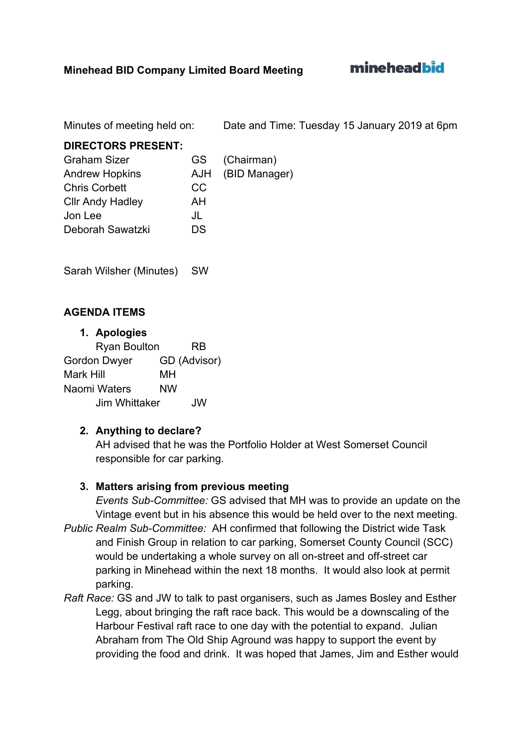**Minehead BID Company Limited Board Meeting**

**mineheadbid**

Minutes of meeting held on: Date and Time: Tuesday 15 January 2019 at 6pm

**DIRECTORS PRESENT:**

| | | |
|---|---|---|
| Graham Sizer | GS | (Chairman) |
| Andrew Hopkins | AJH | (BID Manager) |
| Chris Corbett | CC | |
| Cllr Andy Hadley | AH | |
| Jon Lee | JL | |
| Deborah Sawatzki | DS | |

Sarah Wilsher (Minutes) SW

**AGENDA ITEMS**

1. **Apologies**

| | |
|---|---|
| Ryan Boulton | RB |
| Gordon Dwyer | GD (Advisor) |
| Mark Hill | MH |
| Naomi Waters | NW |
| Jim Whittaker | JW |

2. **Anything to declare?**
AH advised that he was the Portfolio Holder at West Somerset Council responsible for car parking.

3. **Matters arising from previous meeting**
*Events Sub-Committee:* GS advised that MH was to provide an update on the Vintage event but in his absence this would be held over to the next meeting.
*Public Realm Sub-Committee:* AH confirmed that following the District wide Task and Finish Group in relation to car parking, Somerset County Council (SCC) would be undertaking a whole survey on all on-street and off-street car parking in Minehead within the next 18 months. It would also look at permit parking.
*Raft Race:* GS and JW to talk to past organisers, such as James Bosley and Esther Legg, about bringing the raft race back. This would be a downscaling of the Harbour Festival raft race to one day with the potential to expand. Julian Abraham from The Old Ship Aground was happy to support the event by providing the food and drink. It was hoped that James, Jim and Esther would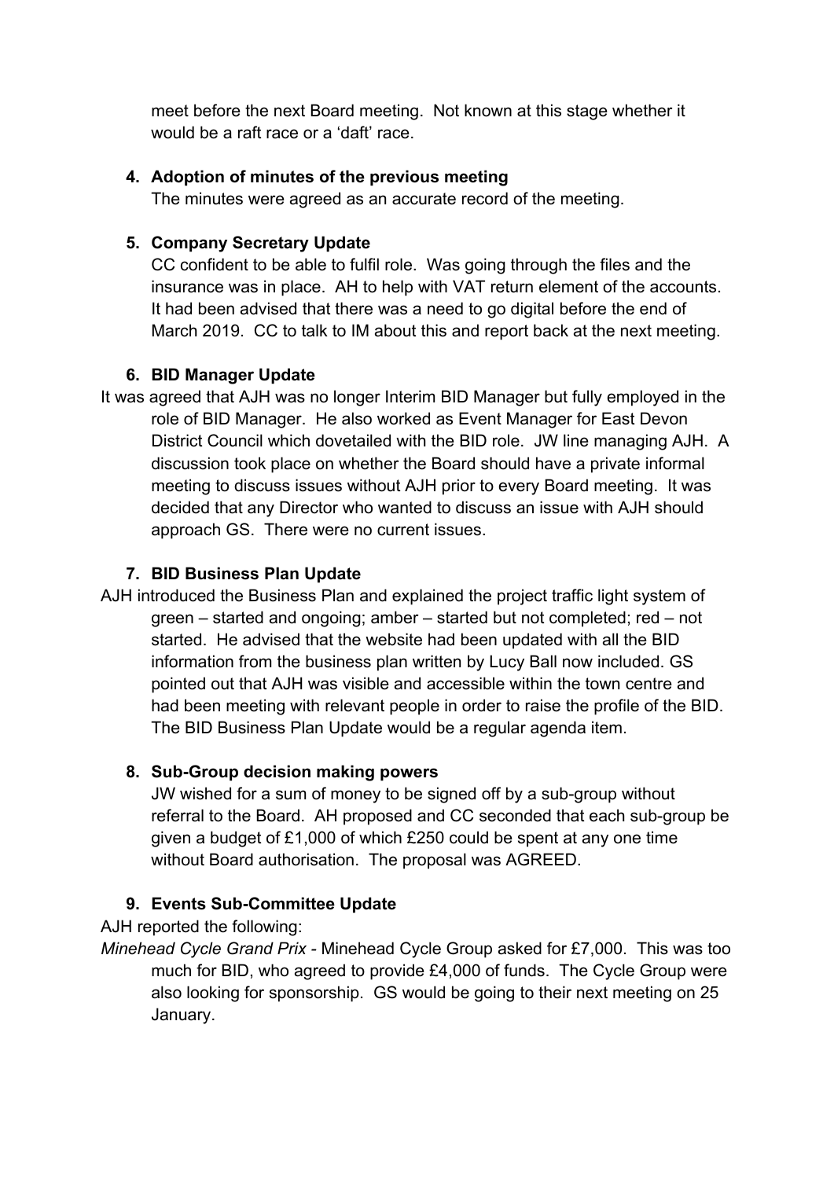meet before the next Board meeting. Not known at this stage whether it would be a raft race or a 'daft' race.

4. **Adoption of minutes of the previous meeting**

   The minutes were agreed as an accurate record of the meeting.

5. **Company Secretary Update**

   CC confident to be able to fulfil role. Was going through the files and the insurance was in place. AH to help with VAT return element of the accounts. It had been advised that there was a need to go digital before the end of March 2019. CC to talk to IM about this and report back at the next meeting.

6. **BID Manager Update**

It was agreed that AJH was no longer Interim BID Manager but fully employed in the role of BID Manager. He also worked as Event Manager for East Devon District Council which dovetailed with the BID role. JW line managing AJH. A discussion took place on whether the Board should have a private informal meeting to discuss issues without AJH prior to every Board meeting. It was decided that any Director who wanted to discuss an issue with AJH should approach GS. There were no current issues.

7. **BID Business Plan Update**

AJH introduced the Business Plan and explained the project traffic light system of green – started and ongoing; amber – started but not completed; red – not started. He advised that the website had been updated with all the BID information from the business plan written by Lucy Ball now included. GS pointed out that AJH was visible and accessible within the town centre and had been meeting with relevant people in order to raise the profile of the BID. The BID Business Plan Update would be a regular agenda item.

8. **Sub-Group decision making powers**

   JW wished for a sum of money to be signed off by a sub-group without referral to the Board. AH proposed and CC seconded that each sub-group be given a budget of £1,000 of which £250 could be spent at any one time without Board authorisation. The proposal was AGREED.

9. **Events Sub-Committee Update**

AJH reported the following:

*Minehead Cycle Grand Prix* - Minehead Cycle Group asked for £7,000. This was too much for BID, who agreed to provide £4,000 of funds. The Cycle Group were also looking for sponsorship. GS would be going to their next meeting on 25 January.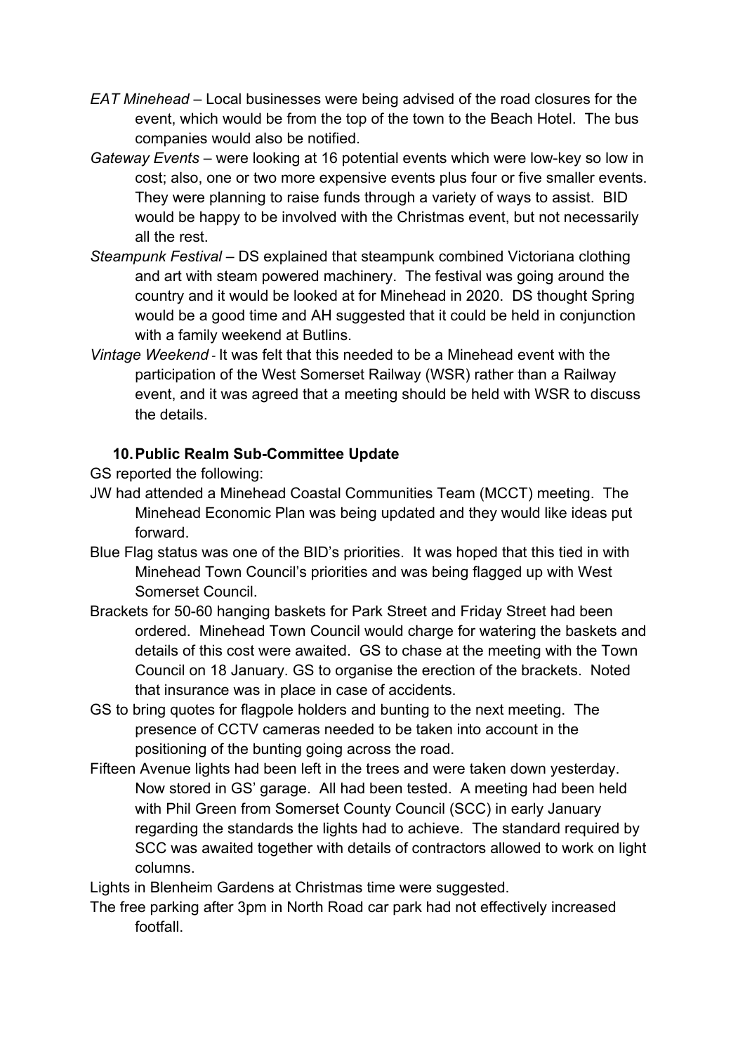*EAT Minehead* – Local businesses were being advised of the road closures for the event, which would be from the top of the town to the Beach Hotel. The bus companies would also be notified.

*Gateway Events* – were looking at 16 potential events which were low-key so low in cost; also, one or two more expensive events plus four or five smaller events. They were planning to raise funds through a variety of ways to assist. BID would be happy to be involved with the Christmas event, but not necessarily all the rest.

*Steampunk Festival* – DS explained that steampunk combined Victoriana clothing and art with steam powered machinery. The festival was going around the country and it would be looked at for Minehead in 2020. DS thought Spring would be a good time and AH suggested that it could be held in conjunction with a family weekend at Butlins.

*Vintage Weekend* - It was felt that this needed to be a Minehead event with the participation of the West Somerset Railway (WSR) rather than a Railway event, and it was agreed that a meeting should be held with WSR to discuss the details.

**10. Public Realm Sub-Committee Update**

GS reported the following:

JW had attended a Minehead Coastal Communities Team (MCCT) meeting. The Minehead Economic Plan was being updated and they would like ideas put forward.

Blue Flag status was one of the BID's priorities. It was hoped that this tied in with Minehead Town Council's priorities and was being flagged up with West Somerset Council.

Brackets for 50-60 hanging baskets for Park Street and Friday Street had been ordered. Minehead Town Council would charge for watering the baskets and details of this cost were awaited. GS to chase at the meeting with the Town Council on 18 January. GS to organise the erection of the brackets. Noted that insurance was in place in case of accidents.

GS to bring quotes for flagpole holders and bunting to the next meeting. The presence of CCTV cameras needed to be taken into account in the positioning of the bunting going across the road.

Fifteen Avenue lights had been left in the trees and were taken down yesterday. Now stored in GS' garage. All had been tested. A meeting had been held with Phil Green from Somerset County Council (SCC) in early January regarding the standards the lights had to achieve. The standard required by SCC was awaited together with details of contractors allowed to work on light columns.

Lights in Blenheim Gardens at Christmas time were suggested.

The free parking after 3pm in North Road car park had not effectively increased footfall.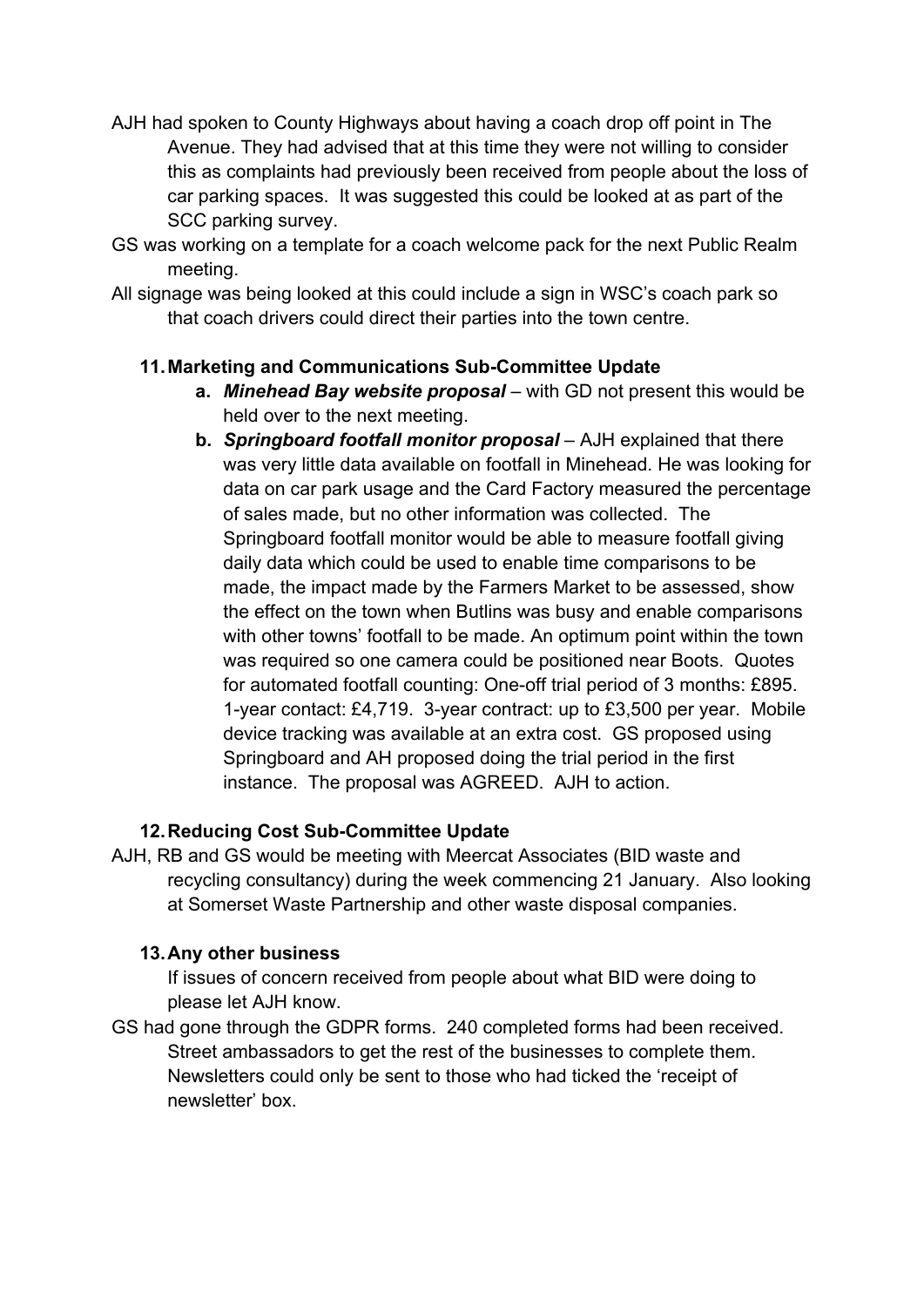AJH had spoken to County Highways about having a coach drop off point in The Avenue. They had advised that at this time they were not willing to consider this as complaints had previously been received from people about the loss of car parking spaces. It was suggested this could be looked at as part of the SCC parking survey.

GS was working on a template for a coach welcome pack for the next Public Realm meeting.

All signage was being looked at this could include a sign in WSC's coach park so that coach drivers could direct their parties into the town centre.

### 11. Marketing and Communications Sub-Committee Update

a. ***Minehead Bay website proposal*** – with GD not present this would be held over to the next meeting.

b. ***Springboard footfall monitor proposal*** – AJH explained that there was very little data available on footfall in Minehead. He was looking for data on car park usage and the Card Factory measured the percentage of sales made, but no other information was collected. The Springboard footfall monitor would be able to measure footfall giving daily data which could be used to enable time comparisons to be made, the impact made by the Farmers Market to be assessed, show the effect on the town when Butlins was busy and enable comparisons with other towns' footfall to be made. An optimum point within the town was required so one camera could be positioned near Boots. Quotes for automated footfall counting: One-off trial period of 3 months: £895. 1-year contact: £4,719. 3-year contract: up to £3,500 per year. Mobile device tracking was available at an extra cost. GS proposed using Springboard and AH proposed doing the trial period in the first instance. The proposal was AGREED. AJH to action.

### 12. Reducing Cost Sub-Committee Update

AJH, RB and GS would be meeting with Meercat Associates (BID waste and recycling consultancy) during the week commencing 21 January. Also looking at Somerset Waste Partnership and other waste disposal companies.

### 13. Any other business

If issues of concern received from people about what BID were doing to please let AJH know.

GS had gone through the GDPR forms. 240 completed forms had been received. Street ambassadors to get the rest of the businesses to complete them. Newsletters could only be sent to those who had ticked the 'receipt of newsletter' box.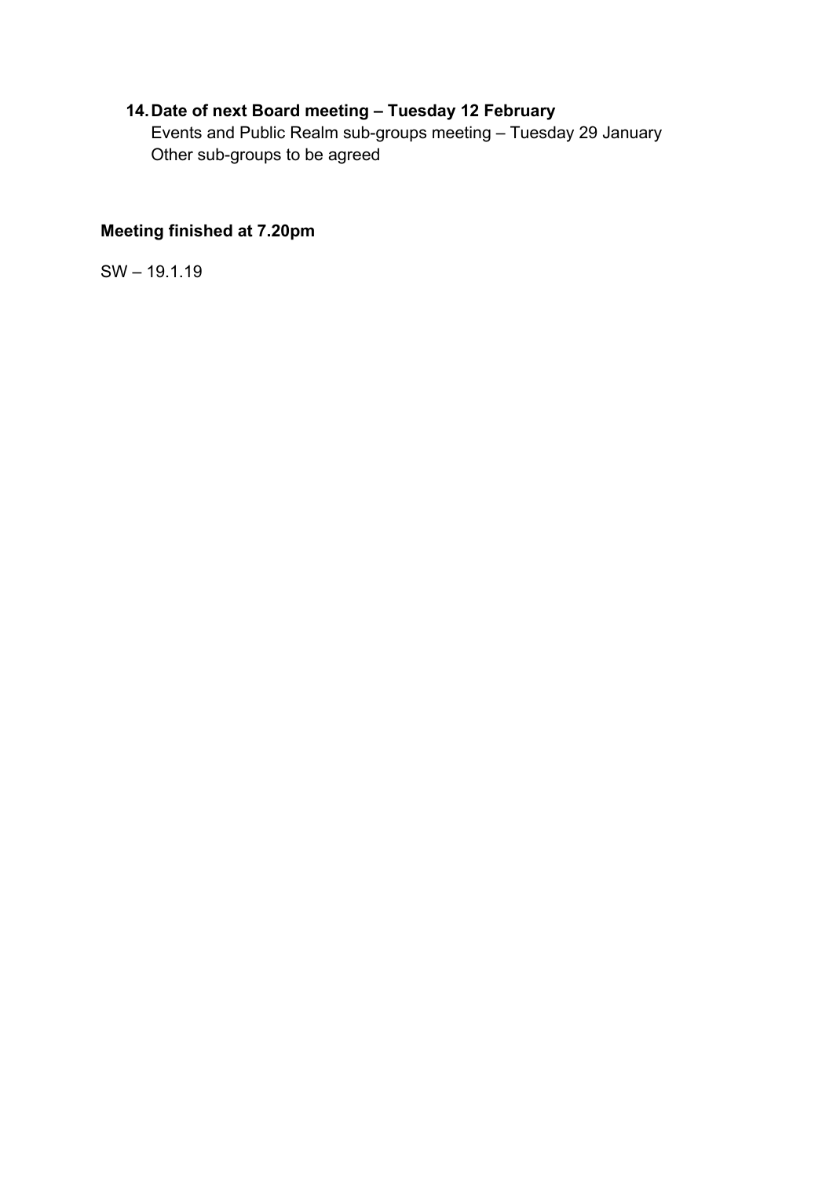14. **Date of next Board meeting – Tuesday 12 February**
    Events and Public Realm sub-groups meeting – Tuesday 29 January
    Other sub-groups to be agreed

**Meeting finished at 7.20pm**

SW – 19.1.19